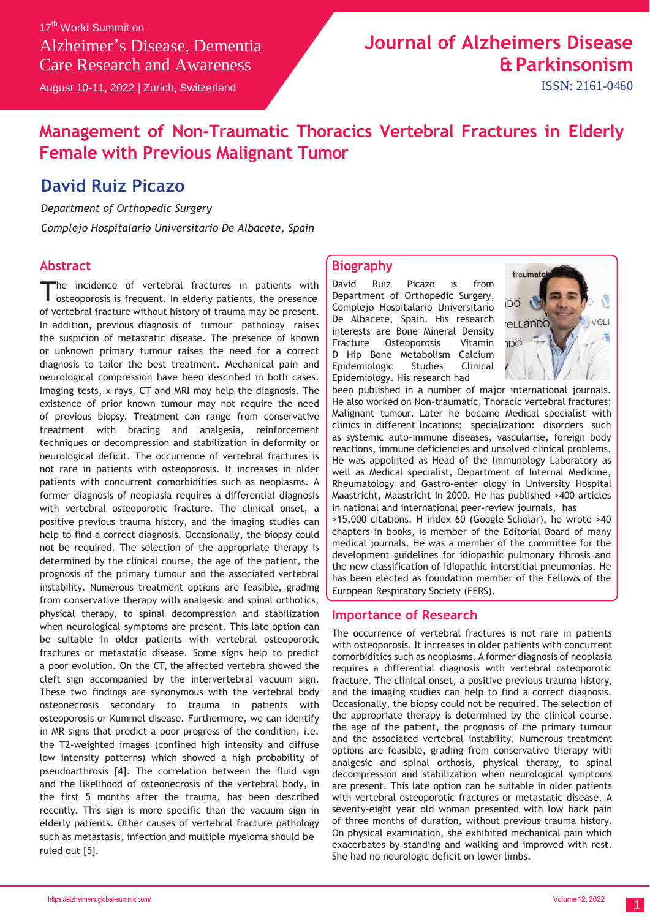17th World Summit on

Alzheimer's Disease, Dementia Care Research and Awareness

August 10-11, 2022 | Zurich, Switzerland

Journal of Alzheimers Disease & Parkinsonism

ISSN: 2161-0460

# Management of Non-Traumatic Thoracics Vertebral Fractures in Elderly Female with Previous Malignant Tumor

## David Ruiz Picazo

*Department of Orthopedic Surgery*

*Complejo Hospitalario Universitario De Albacete, Spain*

## Abstract

The incidence of vertebral fractures in patients with osteoporosis is frequent. In elderly patients, the presence of vertebral fracture without history of trauma may be present. In addition, previous diagnosis of tumour pathology raises the suspicion of metastatic disease. The presence of known or unknown primary tumour raises the need for a correct diagnosis to tailor the best treatment. Mechanical pain and neurological compression have been described in both cases. Imaging tests, x-rays, CT and MRI may help the diagnosis. The existence of prior known tumour may not require the need of previous biopsy. Treatment can range from conservative treatment with bracing and analgesia, reinforcement techniques or decompression and stabilization in deformity or neurological deficit. The occurrence of vertebral fractures is not rare in patients with osteoporosis. It increases in older patients with concurrent comorbidities such as neoplasms. A former diagnosis of neoplasia requires a differential diagnosis with vertebral osteoporotic fracture. The clinical onset, a positive previous trauma history, and the imaging studies can help to find a correct diagnosis. Occasionally, the biopsy could not be required. The selection of the appropriate therapy is determined by the clinical course, the age of the patient, the prognosis of the primary tumour and the associated vertebral instability. Numerous treatment options are feasible, grading from conservative therapy with analgesic and spinal orthotics, physical therapy, to spinal decompression and stabilization when neurological symptoms are present. This late option can be suitable in older patients with vertebral osteoporotic fractures or metastatic disease. Some signs help to predict a poor evolution. On the CT, the affected vertebra showed the cleft sign accompanied by the intervertebral vacuum sign. These two findings are synonymous with the vertebral body osteonecrosis secondary to trauma in patients with osteoporosis or Kummel disease. Furthermore, we can identify in MR signs that predict a poor progress of the condition, i.e. the T2-weighted images (confined high intensity and diffuse low intensity patterns) which showed a high probability of pseudoarthrosis [4]. The correlation between the fluid sign and the likelihood of osteonecrosis of the vertebral body, in the first 5 months after the trauma, has been described recently. This sign is more specific than the vacuum sign in elderly patients. Other causes of vertebral fracture pathology such as metastasis, infection and multiple myeloma should be ruled out [5].

## Biography

David Ruiz Picazo is from Department of Orthopedic Surgery, Complejo Hospitalario Universitario De Albacete, Spain. His research interests are Bone Mineral Density Fracture Osteoporosis Vitamin D Hip Bone Metabolism Calcium Epidemiologic Studies Clinical Epidemiology. His research had been published in a number of major international journals. He also worked on Non-traumatic, Thoracic vertebral fractures; Malignant tumour. Later he became Medical specialist with clinics in different locations; specialization: disorders such as systemic auto-immune diseases, vascularise, foreign body reactions, immune deficiencies and unsolved clinical problems. He was appointed as Head of the Immunology Laboratory as well as Medical specialist, Department of Internal Medicine, Rheumatology and Gastro-enter ology in University Hospital Maastricht, Maastricht in 2000. He has published >400 articles in national and international peer-review journals, has >15.000 citations, H index 60 (Google Scholar), he wrote >40 chapters in books, is member of the Editorial Board of many medical journals. He was a member of the committee for the development guidelines for idiopathic pulmonary fibrosis and the new classification of idiopathic interstitial pneumonias. He has been elected as foundation member of the Fellows of the European Respiratory Society (FERS).

## Importance of Research

The occurrence of vertebral fractures is not rare in patients with osteoporosis. It increases in older patients with concurrent comorbidities such as neoplasms. A former diagnosis of neoplasia requires a differential diagnosis with vertebral osteoporotic fracture. The clinical onset, a positive previous trauma history, and the imaging studies can help to find a correct diagnosis. Occasionally, the biopsy could not be required. The selection of the appropriate therapy is determined by the clinical course, the age of the patient, the prognosis of the primary tumour and the associated vertebral instability. Numerous treatment options are feasible, grading from conservative therapy with analgesic and spinal orthosis, physical therapy, to spinal decompression and stabilization when neurological symptoms are present. This late option can be suitable in older patients with vertebral osteoporotic fractures or metastatic disease. A seventy-eight year old woman presented with low back pain of three months of duration, without previous trauma history. On physical examination, she exhibited mechanical pain which exacerbates by standing and walking and improved with rest. She had no neurologic deficit on lower limbs.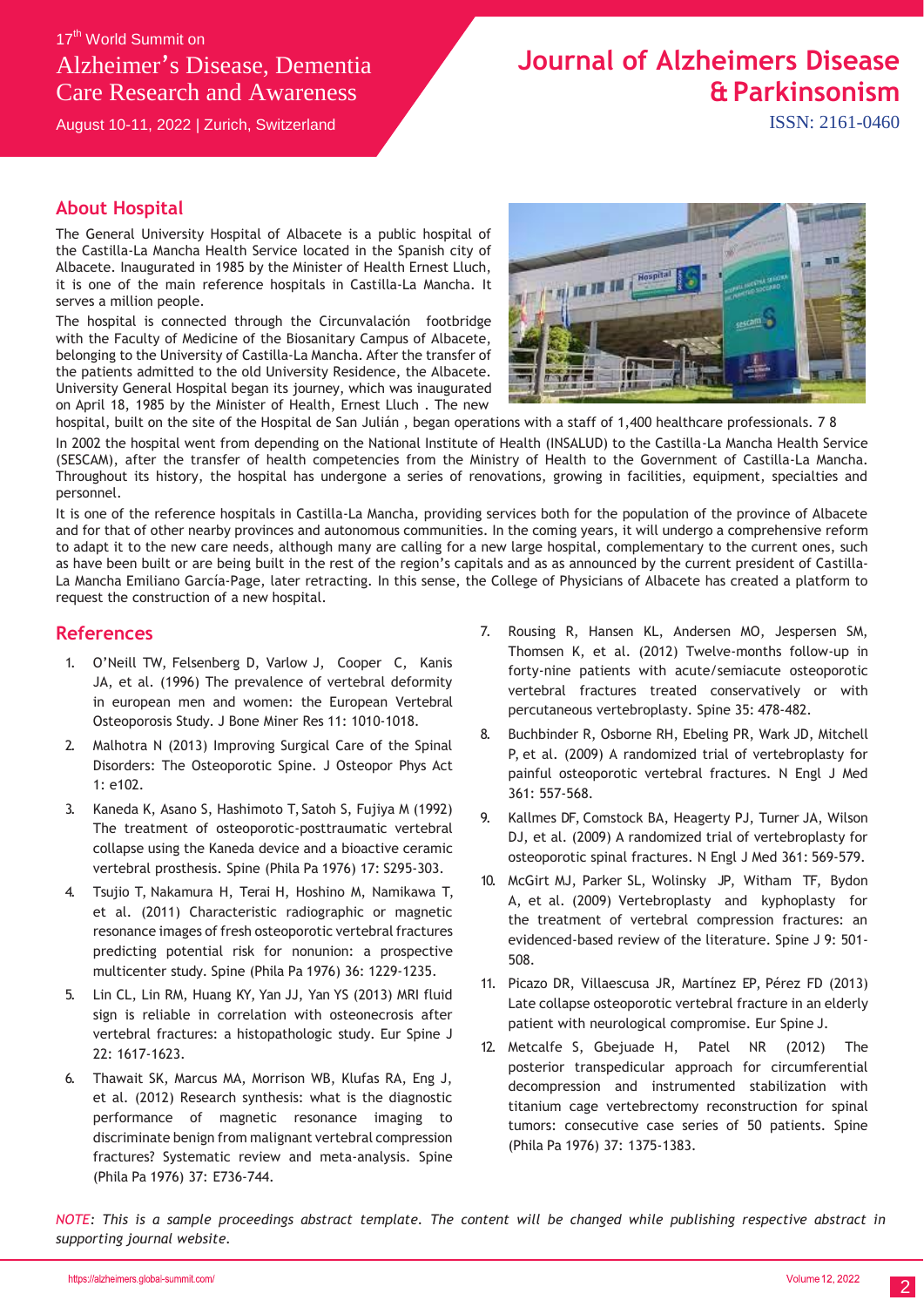## About Hospital

The General University Hospital of Albacete is a public hospital of the Castilla-La Mancha Health Service located in the Spanish city of Albacete. Inaugurated in 1985 by the Minister of Health Ernest Lluch, it is one of the main reference hospitals in Castilla-La Mancha. It serves a million people.

The hospital is connected through the Circunvalación footbridge with the Faculty of Medicine of the Biosanitary Campus of Albacete, belonging to the University of Castilla-La Mancha. After the transfer of the patients admitted to the old University Residence, the Albacete. University General Hospital began its journey, which was inaugurated on April 18, 1985 by the Minister of Health, Ernest Lluch . The new hospital, built on the site of the Hospital de San Julián , began operations with a staff of 1,400 healthcare professionals. 7 8

In 2002 the hospital went from depending on the National Institute of Health (INSALUD) to the Castilla-La Mancha Health Service (SESCAM), after the transfer of health competencies from the Ministry of Health to the Government of Castilla-La Mancha. Throughout its history, the hospital has undergone a series of renovations, growing in facilities, equipment, specialties and personnel.

It is one of the reference hospitals in Castilla-La Mancha, providing services both for the population of the province of Albacete and for that of other nearby provinces and autonomous communities. In the coming years, it will undergo a comprehensive reform to adapt it to the new care needs, although many are calling for a new large hospital, complementary to the current ones, such as have been built or are being built in the rest of the region's capitals and as as announced by the current president of Castilla-La Mancha Emiliano García-Page, later retracting. In this sense, the College of Physicians of Albacete has created a platform to request the construction of a new hospital.

## References

1. O'Neill TW, Felsenberg D, Varlow J, Cooper C, Kanis JA, et al. (1996) The prevalence of vertebral deformity in european men and women: the European Vertebral Osteoporosis Study. J Bone Miner Res 11: 1010-1018.
2. Malhotra N (2013) Improving Surgical Care of the Spinal Disorders: The Osteoporotic Spine. J Osteopor Phys Act 1: e102.
3. Kaneda K, Asano S, Hashimoto T, Satoh S, Fujiya M (1992) The treatment of osteoporotic-posttraumatic vertebral collapse using the Kaneda device and a bioactive ceramic vertebral prosthesis. Spine (Phila Pa 1976) 17: S295-303.
4. Tsujio T, Nakamura H, Terai H, Hoshino M, Namikawa T, et al. (2011) Characteristic radiographic or magnetic resonance images of fresh osteoporotic vertebral fractures predicting potential risk for nonunion: a prospective multicenter study. Spine (Phila Pa 1976) 36: 1229-1235.
5. Lin CL, Lin RM, Huang KY, Yan JJ, Yan YS (2013) MRI fluid sign is reliable in correlation with osteonecrosis after vertebral fractures: a histopathologic study. Eur Spine J 22: 1617-1623.
6. Thawait SK, Marcus MA, Morrison WB, Klufas RA, Eng J, et al. (2012) Research synthesis: what is the diagnostic performance of magnetic resonance imaging to discriminate benign from malignant vertebral compression fractures? Systematic review and meta-analysis. Spine (Phila Pa 1976) 37: E736-744.
7. Rousing R, Hansen KL, Andersen MO, Jespersen SM, Thomsen K, et al. (2012) Twelve-months follow-up in forty-nine patients with acute/semiacute osteoporotic vertebral fractures treated conservatively or with percutaneous vertebroplasty. Spine 35: 478-482.
8. Buchbinder R, Osborne RH, Ebeling PR, Wark JD, Mitchell P, et al. (2009) A randomized trial of vertebroplasty for painful osteoporotic vertebral fractures. N Engl J Med 361: 557-568.
9. Kallmes DF, Comstock BA, Heagerty PJ, Turner JA, Wilson DJ, et al. (2009) A randomized trial of vertebroplasty for osteoporotic spinal fractures. N Engl J Med 361: 569-579.
10. McGirt MJ, Parker SL, Wolinsky JP, Witham TF, Bydon A, et al. (2009) Vertebroplasty and kyphoplasty for the treatment of vertebral compression fractures: an evidenced-based review of the literature. Spine J 9: 501-508.
11. Picazo DR, Villaescusa JR, Martínez EP, Pérez FD (2013) Late collapse osteoporotic vertebral fracture in an elderly patient with neurological compromise. Eur Spine J.
12. Metcalfe S, Gbejuade H, Patel NR (2012) The posterior transpedicular approach for circumferential decompression and instrumented stabilization with titanium cage vertebrectomy reconstruction for spinal tumors: consecutive case series of 50 patients. Spine (Phila Pa 1976) 37: 1375-1383.

*NOTE: This is a sample proceedings abstract template. The content will be changed while publishing respective abstract in supporting journal website.*